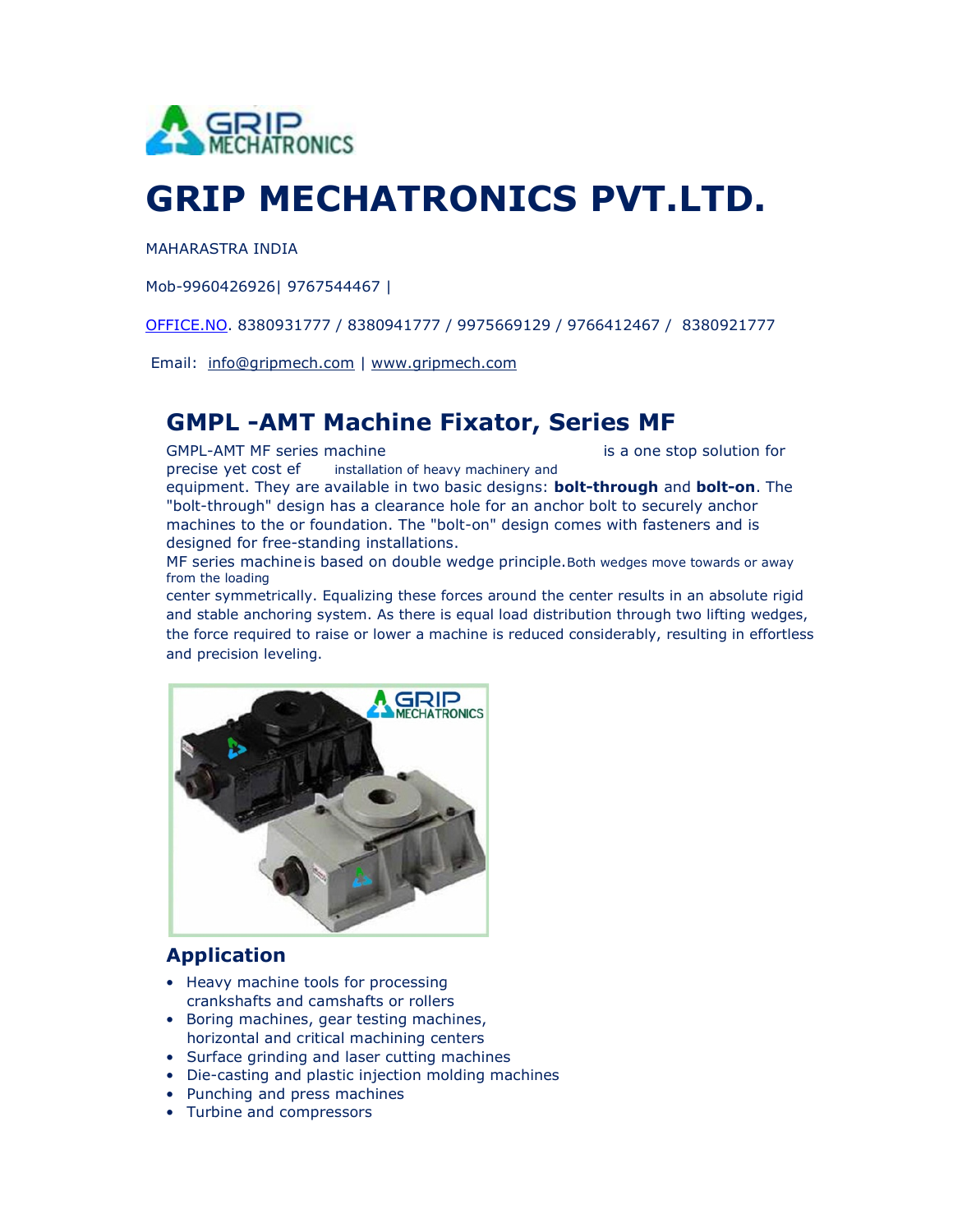# GRIP MECHATRONICS PVT.LTD.

MAHARASTRA INDIA

Mob-9960426926| 9767544467 |

OFFICE.NO. 8380931777 / 8380941777 / 9975669129 / 9766412467 / 8380921777

Email: info@gripmech.com | www.gripmech.com

## GMPL -AMT Machine Fixator, Series MF

GMPL-AMT MF series machine is a one stop solution for precise yet cost ef installation of heavy machinery and equipment. They are available in two basic designs: **bolt-through** and **bolt-on**. The "bolt-through" design has a clearance hole for an anchor bolt to securely anchor machines to the or foundation. The "bolt-on" design comes with fasteners and is designed for free-standing installations.

MF series machineis based on double wedge principle. Both wedges move towards or away from the loading center symmetrically. Equalizing these forces around the center results in an absolute rigid and stable anchoring system. As there is equal load distribution through two lifting wedges, the force required to raise or lower a machine is reduced considerably, resulting in effortless and precision leveling.

### Application

- Heavy machine tools for processing crankshafts and camshafts or rollers
- Boring machines, gear testing machines, horizontal and critical machining centers
- Surface grinding and laser cutting machines
- Die-casting and plastic injection molding machines
- Punching and press machines
- Turbine and compressors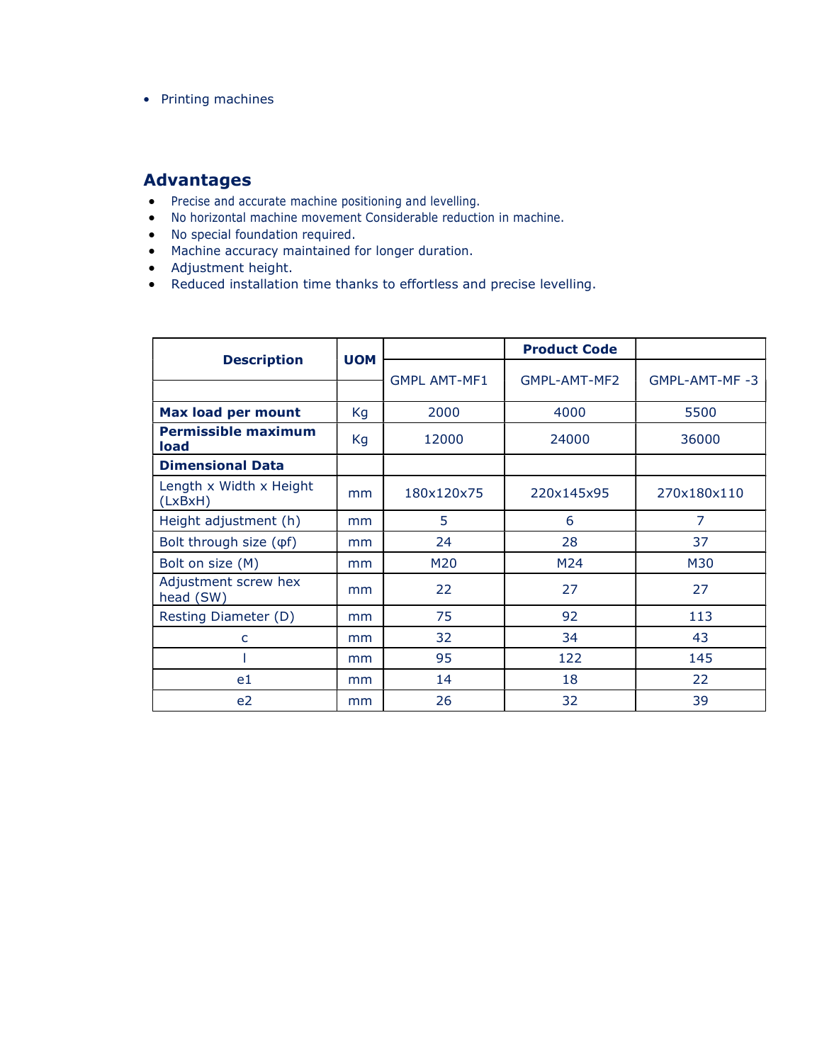- Printing machines

## Advantages

- Precise and accurate machine positioning and levelling.
- No horizontal machine movement Considerable reduction in machine.
- No special foundation required.
- Machine accuracy maintained for longer duration.
- Adjustment height.
- Reduced installation time thanks to effortless and precise levelling.

| Description | UOM | | Product Code | |
|---|---|---|---|---|
| | | GMPL AMT-MF1 | GMPL-AMT-MF2 | GMPL-AMT-MF -3 |
| **Max load per mount** | Kg | 2000 | 4000 | 5500 |
| **Permissible maximum load** | Kg | 12000 | 24000 | 36000 |
| **Dimensional Data** | | | | |
| Length x Width x Height (LxBxH) | mm | 180x120x75 | 220x145x95 | 270x180x110 |
| Height adjustment (h) | mm | 5 | 6 | 7 |
| Bolt through size (φf) | mm | 24 | 28 | 37 |
| Bolt on size (M) | mm | M20 | M24 | M30 |
| Adjustment screw hex head (SW) | mm | 22 | 27 | 27 |
| Resting Diameter (D) | mm | 75 | 92 | 113 |
| c | mm | 32 | 34 | 43 |
| l | mm | 95 | 122 | 145 |
| e1 | mm | 14 | 18 | 22 |
| e2 | mm | 26 | 32 | 39 |